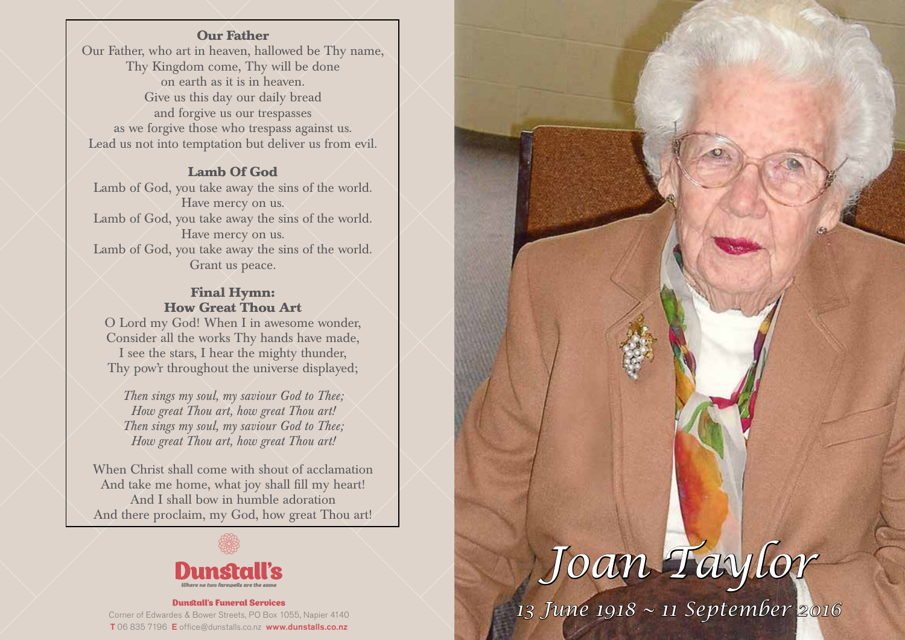## Our Father

Our Father, who art in heaven, hallowed be Thy name,
Thy Kingdom come, Thy will be done
on earth as it is in heaven.
Give us this day our daily bread
and forgive us our trespasses
as we forgive those who trespass against us.
Lead us not into temptation but deliver us from evil.

## Lamb Of God

Lamb of God, you take away the sins of the world.
Have mercy on us.
Lamb of God, you take away the sins of the world.
Have mercy on us.
Lamb of God, you take away the sins of the world.
Grant us peace.

## Final Hymn: How Great Thou Art

O Lord my God! When I in awesome wonder,
Consider all the works Thy hands have made,
I see the stars, I hear the mighty thunder,
Thy pow'r throughout the universe displayed;

*Then sings my soul, my saviour God to Thee;*
*How great Thou art, how great Thou art!*
*Then sings my soul, my saviour God to Thee;*
*How great Thou art, how great Thou art!*

When Christ shall come with shout of acclamation
And take me home, what joy shall fill my heart!
And I shall bow in humble adoration
And there proclaim, my God, how great Thou art!

**Dunstall's**
*Where no two farewells are the same*

**Dunstall's Funeral Services**
Corner of Edwardes & Bower Streets, PO Box 1055, Napier 4140
**T** 06 835 7196 **E** office@dunstalls.co.nz **www.dunstalls.co.nz**

# *Joan Taylor*

*13 June 1918 ~ 11 September 2016*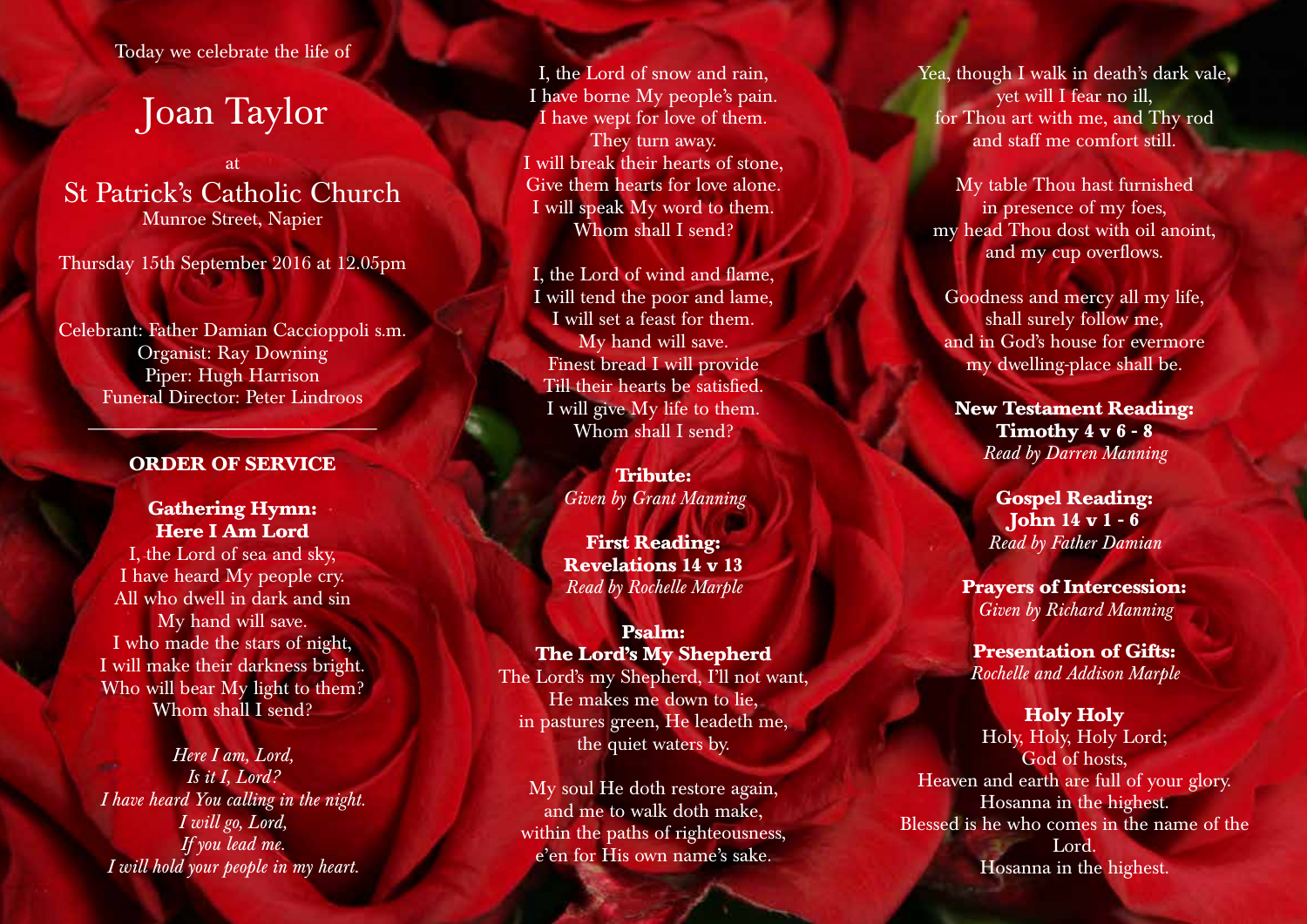Today we celebrate the life of

# Joan Taylor

at

## St Patrick's Catholic Church

Munroe Street, Napier

Thursday 15th September 2016 at 12.05pm

Celebrant: Father Damian Caccioppoli s.m.
Organist: Ray Downing
Piper: Hugh Harrison
Funeral Director: Peter Lindroos

---

**ORDER OF SERVICE**

**Gathering Hymn:**
**Here I Am Lord**

I, the Lord of sea and sky,
I have heard My people cry.
All who dwell in dark and sin
My hand will save.
I who made the stars of night,
I will make their darkness bright.
Who will bear My light to them?
Whom shall I send?

*Here I am, Lord,*
*Is it I, Lord?*
*I have heard You calling in the night.*
*I will go, Lord,*
*If you lead me.*
*I will hold your people in my heart.*

I, the Lord of snow and rain,
I have borne My people's pain.
I have wept for love of them.
They turn away.
I will break their hearts of stone,
Give them hearts for love alone.
I will speak My word to them.
Whom shall I send?

I, the Lord of wind and flame,
I will tend the poor and lame,
I will set a feast for them.
My hand will save.
Finest bread I will provide
Till their hearts be satisfied.
I will give My life to them.
Whom shall I send?

**Tribute:**
*Given by Grant Manning*

**First Reading:**
**Revelations 14 v 13**
*Read by Rochelle Marple*

**Psalm:**
**The Lord's My Shepherd**

The Lord's my Shepherd, I'll not want,
He makes me down to lie,
in pastures green, He leadeth me,
the quiet waters by.

My soul He doth restore again,
and me to walk doth make,
within the paths of righteousness,
e'en for His own name's sake.

Yea, though I walk in death's dark vale,
yet will I fear no ill,
for Thou art with me, and Thy rod
and staff me comfort still.

My table Thou hast furnished
in presence of my foes,
my head Thou dost with oil anoint,
and my cup overflows.

Goodness and mercy all my life,
shall surely follow me,
and in God's house for evermore
my dwelling-place shall be.

**New Testament Reading:**
**Timothy 4 v 6 - 8**
*Read by Darren Manning*

**Gospel Reading:**
**John 14 v 1 - 6**
*Read by Father Damian*

**Prayers of Intercession:**
*Given by Richard Manning*

**Presentation of Gifts:**
*Rochelle and Addison Marple*

**Holy Holy**

Holy, Holy, Holy Lord;
God of hosts,
Heaven and earth are full of your glory.
Hosanna in the highest.
Blessed is he who comes in the name of the Lord.
Hosanna in the highest.